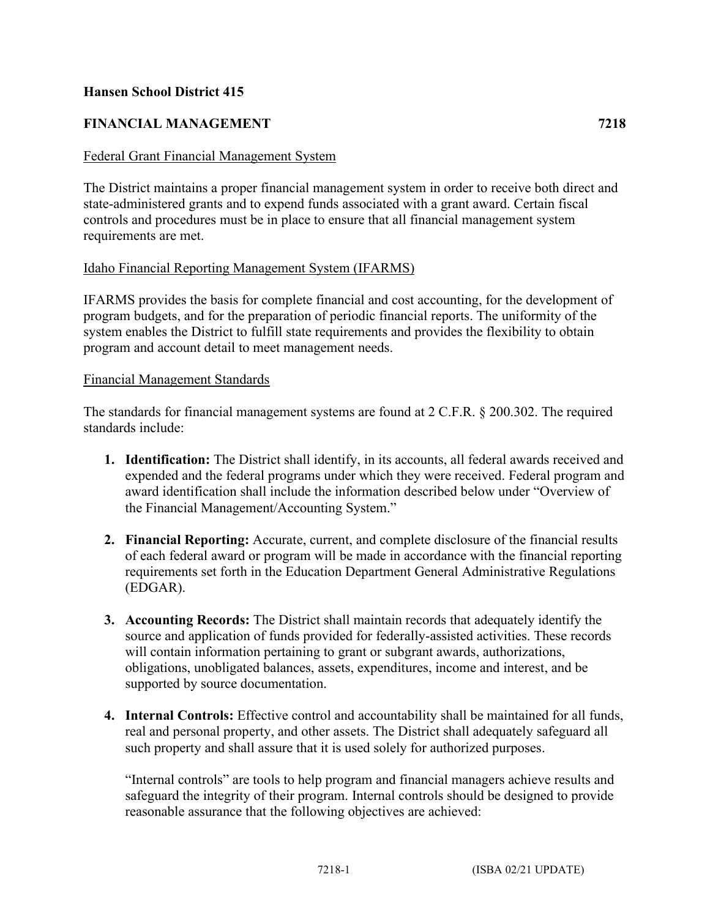**Hansen School District 415**

**FINANCIAL MANAGEMENT** **7218**

Federal Grant Financial Management System

The District maintains a proper financial management system in order to receive both direct and state-administered grants and to expend funds associated with a grant award. Certain fiscal controls and procedures must be in place to ensure that all financial management system requirements are met.

Idaho Financial Reporting Management System (IFARMS)

IFARMS provides the basis for complete financial and cost accounting, for the development of program budgets, and for the preparation of periodic financial reports. The uniformity of the system enables the District to fulfill state requirements and provides the flexibility to obtain program and account detail to meet management needs.

Financial Management Standards

The standards for financial management systems are found at 2 C.F.R. § 200.302. The required standards include:

1. **Identification:** The District shall identify, in its accounts, all federal awards received and expended and the federal programs under which they were received. Federal program and award identification shall include the information described below under "Overview of the Financial Management/Accounting System."

2. **Financial Reporting:** Accurate, current, and complete disclosure of the financial results of each federal award or program will be made in accordance with the financial reporting requirements set forth in the Education Department General Administrative Regulations (EDGAR).

3. **Accounting Records:** The District shall maintain records that adequately identify the source and application of funds provided for federally-assisted activities. These records will contain information pertaining to grant or subgrant awards, authorizations, obligations, unobligated balances, assets, expenditures, income and interest, and be supported by source documentation.

4. **Internal Controls:** Effective control and accountability shall be maintained for all funds, real and personal property, and other assets. The District shall adequately safeguard all such property and shall assure that it is used solely for authorized purposes.

   "Internal controls" are tools to help program and financial managers achieve results and safeguard the integrity of their program. Internal controls should be designed to provide reasonable assurance that the following objectives are achieved: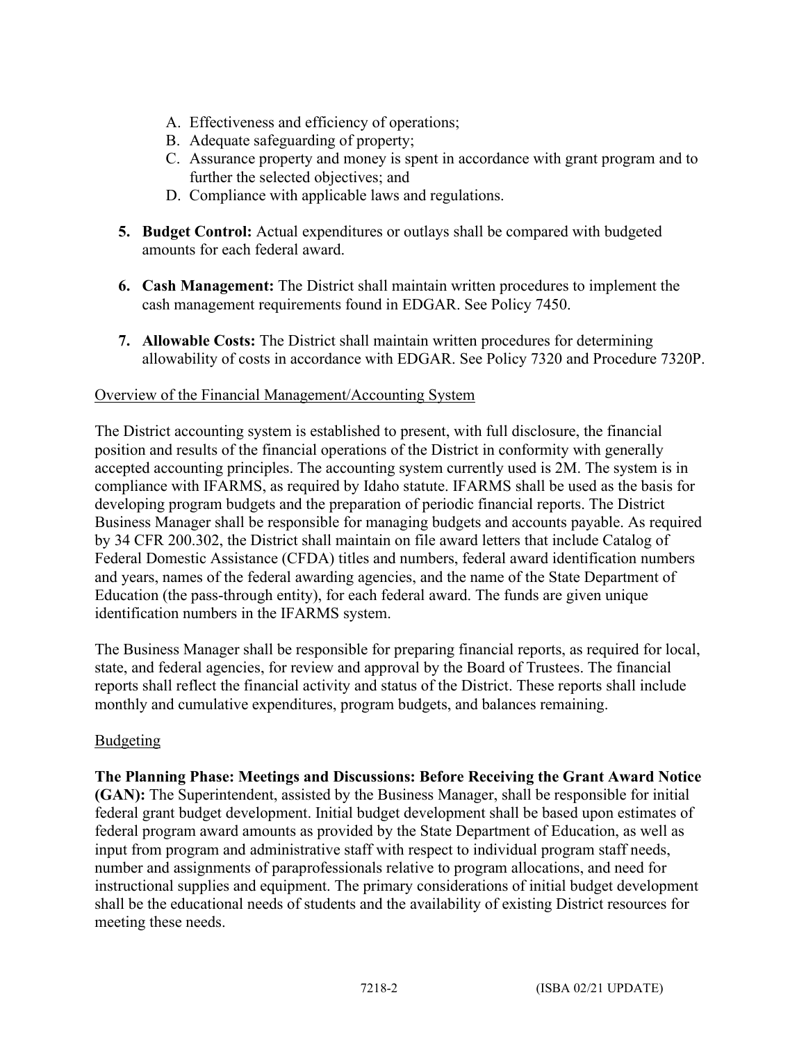A. Effectiveness and efficiency of operations;
B. Adequate safeguarding of property;
C. Assurance property and money is spent in accordance with grant program and to further the selected objectives; and
D. Compliance with applicable laws and regulations.

5. **Budget Control:** Actual expenditures or outlays shall be compared with budgeted amounts for each federal award.

6. **Cash Management:** The District shall maintain written procedures to implement the cash management requirements found in EDGAR. See Policy 7450.

7. **Allowable Costs:** The District shall maintain written procedures for determining allowability of costs in accordance with EDGAR. See Policy 7320 and Procedure 7320P.

<u>Overview of the Financial Management/Accounting System</u>

The District accounting system is established to present, with full disclosure, the financial position and results of the financial operations of the District in conformity with generally accepted accounting principles. The accounting system currently used is 2M. The system is in compliance with IFARMS, as required by Idaho statute. IFARMS shall be used as the basis for developing program budgets and the preparation of periodic financial reports. The District Business Manager shall be responsible for managing budgets and accounts payable. As required by 34 CFR 200.302, the District shall maintain on file award letters that include Catalog of Federal Domestic Assistance (CFDA) titles and numbers, federal award identification numbers and years, names of the federal awarding agencies, and the name of the State Department of Education (the pass-through entity), for each federal award. The funds are given unique identification numbers in the IFARMS system.

The Business Manager shall be responsible for preparing financial reports, as required for local, state, and federal agencies, for review and approval by the Board of Trustees. The financial reports shall reflect the financial activity and status of the District. These reports shall include monthly and cumulative expenditures, program budgets, and balances remaining.

<u>Budgeting</u>

**The Planning Phase: Meetings and Discussions: Before Receiving the Grant Award Notice (GAN):** The Superintendent, assisted by the Business Manager, shall be responsible for initial federal grant budget development. Initial budget development shall be based upon estimates of federal program award amounts as provided by the State Department of Education, as well as input from program and administrative staff with respect to individual program staff needs, number and assignments of paraprofessionals relative to program allocations, and need for instructional supplies and equipment. The primary considerations of initial budget development shall be the educational needs of students and the availability of existing District resources for meeting these needs.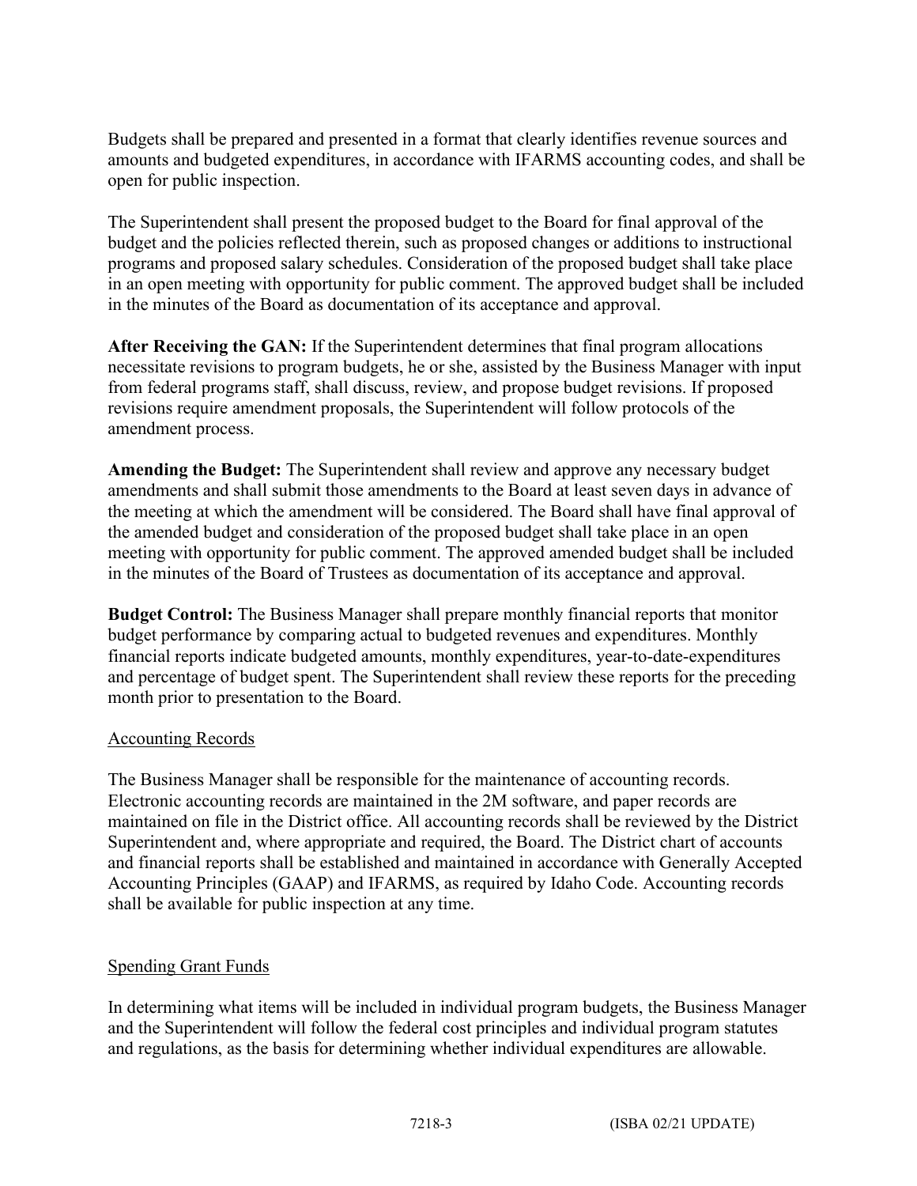Budgets shall be prepared and presented in a format that clearly identifies revenue sources and amounts and budgeted expenditures, in accordance with IFARMS accounting codes, and shall be open for public inspection.

The Superintendent shall present the proposed budget to the Board for final approval of the budget and the policies reflected therein, such as proposed changes or additions to instructional programs and proposed salary schedules. Consideration of the proposed budget shall take place in an open meeting with opportunity for public comment. The approved budget shall be included in the minutes of the Board as documentation of its acceptance and approval.

**After Receiving the GAN:** If the Superintendent determines that final program allocations necessitate revisions to program budgets, he or she, assisted by the Business Manager with input from federal programs staff, shall discuss, review, and propose budget revisions. If proposed revisions require amendment proposals, the Superintendent will follow protocols of the amendment process.

**Amending the Budget:** The Superintendent shall review and approve any necessary budget amendments and shall submit those amendments to the Board at least seven days in advance of the meeting at which the amendment will be considered. The Board shall have final approval of the amended budget and consideration of the proposed budget shall take place in an open meeting with opportunity for public comment. The approved amended budget shall be included in the minutes of the Board of Trustees as documentation of its acceptance and approval.

**Budget Control:** The Business Manager shall prepare monthly financial reports that monitor budget performance by comparing actual to budgeted revenues and expenditures. Monthly financial reports indicate budgeted amounts, monthly expenditures, year-to-date-expenditures and percentage of budget spent. The Superintendent shall review these reports for the preceding month prior to presentation to the Board.

## Accounting Records

The Business Manager shall be responsible for the maintenance of accounting records. Electronic accounting records are maintained in the 2M software, and paper records are maintained on file in the District office. All accounting records shall be reviewed by the District Superintendent and, where appropriate and required, the Board. The District chart of accounts and financial reports shall be established and maintained in accordance with Generally Accepted Accounting Principles (GAAP) and IFARMS, as required by Idaho Code. Accounting records shall be available for public inspection at any time.

## Spending Grant Funds

In determining what items will be included in individual program budgets, the Business Manager and the Superintendent will follow the federal cost principles and individual program statutes and regulations, as the basis for determining whether individual expenditures are allowable.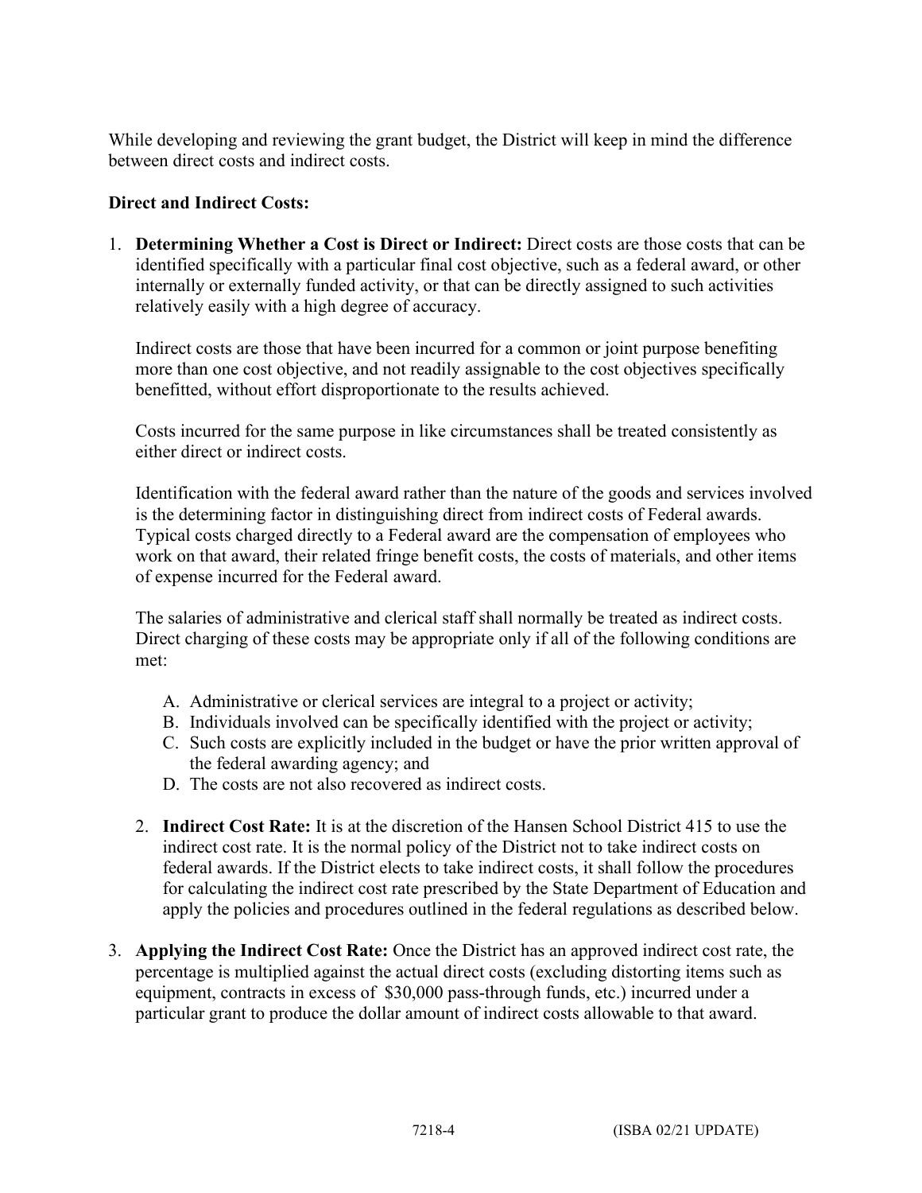While developing and reviewing the grant budget, the District will keep in mind the difference between direct costs and indirect costs.

**Direct and Indirect Costs:**

1. **Determining Whether a Cost is Direct or Indirect:** Direct costs are those costs that can be identified specifically with a particular final cost objective, such as a federal award, or other internally or externally funded activity, or that can be directly assigned to such activities relatively easily with a high degree of accuracy.

   Indirect costs are those that have been incurred for a common or joint purpose benefiting more than one cost objective, and not readily assignable to the cost objectives specifically benefitted, without effort disproportionate to the results achieved.

   Costs incurred for the same purpose in like circumstances shall be treated consistently as either direct or indirect costs.

   Identification with the federal award rather than the nature of the goods and services involved is the determining factor in distinguishing direct from indirect costs of Federal awards. Typical costs charged directly to a Federal award are the compensation of employees who work on that award, their related fringe benefit costs, the costs of materials, and other items of expense incurred for the Federal award.

   The salaries of administrative and clerical staff shall normally be treated as indirect costs. Direct charging of these costs may be appropriate only if all of the following conditions are met:

   A. Administrative or clerical services are integral to a project or activity;
   B. Individuals involved can be specifically identified with the project or activity;
   C. Such costs are explicitly included in the budget or have the prior written approval of the federal awarding agency; and
   D. The costs are not also recovered as indirect costs.

2. **Indirect Cost Rate:** It is at the discretion of the Hansen School District 415 to use the indirect cost rate. It is the normal policy of the District not to take indirect costs on federal awards. If the District elects to take indirect costs, it shall follow the procedures for calculating the indirect cost rate prescribed by the State Department of Education and apply the policies and procedures outlined in the federal regulations as described below.

3. **Applying the Indirect Cost Rate:** Once the District has an approved indirect cost rate, the percentage is multiplied against the actual direct costs (excluding distorting items such as equipment, contracts in excess of $30,000 pass-through funds, etc.) incurred under a particular grant to produce the dollar amount of indirect costs allowable to that award.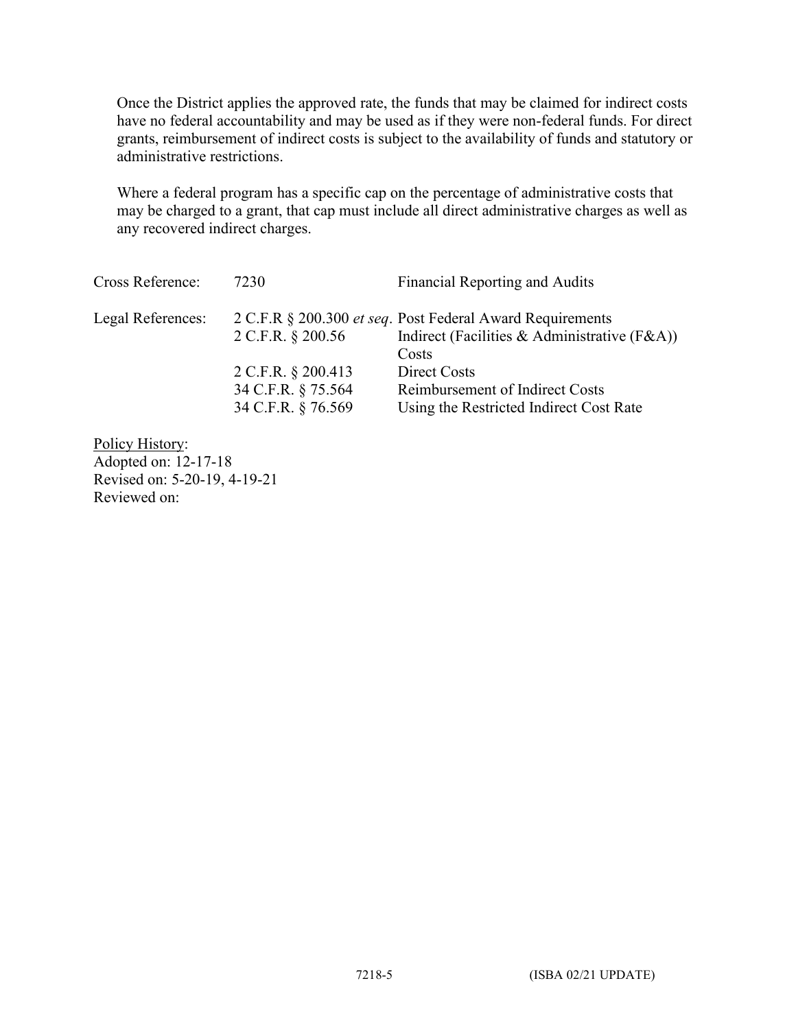Once the District applies the approved rate, the funds that may be claimed for indirect costs have no federal accountability and may be used as if they were non-federal funds. For direct grants, reimbursement of indirect costs is subject to the availability of funds and statutory or administrative restrictions.

Where a federal program has a specific cap on the percentage of administrative costs that may be charged to a grant, that cap must include all direct administrative charges as well as any recovered indirect charges.

| | | |
|---|---|---|
| Cross Reference: | 7230 | Financial Reporting and Audits |
| Legal References: | 2 C.F.R § 200.300 *et seq*. | Post Federal Award Requirements |
| | 2 C.F.R. § 200.56 | Indirect (Facilities & Administrative (F&A)) Costs |
| | 2 C.F.R. § 200.413 | Direct Costs |
| | 34 C.F.R. § 75.564 | Reimbursement of Indirect Costs |
| | 34 C.F.R. § 76.569 | Using the Restricted Indirect Cost Rate |

Policy History:
Adopted on: 12-17-18
Revised on: 5-20-19, 4-19-21
Reviewed on:

7218-5 (ISBA 02/21 UPDATE)